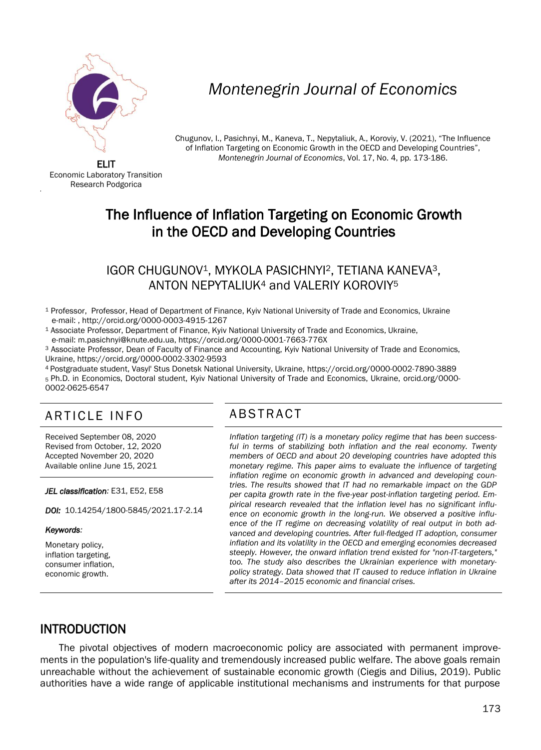Montenegrin Journal of Economics

ELIT
Economic Laboratory Transition Research Podgorica

Chugunov, I., Pasichnyi, M., Kaneva, T., Nepytaliuk, A., Koroviy, V. (2021), "The Influence of Inflation Targeting on Economic Growth in the OECD and Developing Countries", *Montenegrin Journal of Economics*, Vol. 17, No. 4, pp. 173-186.

# The Influence of Inflation Targeting on Economic Growth in the OECD and Developing Countries

IGOR CHUGUNOV[1], MYKOLA PASICHNYI[2], TETIANA KANEVA[3], ANTON NEPYTALIUK[4] and VALERIY KOROVIY[5]

[1] Professor, Professor, Head of Department of Finance, Kyiv National University of Trade and Economics, Ukraine e-mail: , http://orcid.org/0000-0003-4915-1267

[1] Associate Professor, Department of Finance, Kyiv National University of Trade and Economics, Ukraine, e-mail: m.pasichnyi@knute.edu.ua, https://orcid.org/0000-0001-7663-776X

[3] Associate Professor, Dean of Faculty of Finance and Accounting, Kyiv National University of Trade and Economics, Ukraine, https://orcid.org/0000-0002-3302-9593

[4] Postgraduate student, Vasyl' Stus Donetsk National University, Ukraine, https://orcid.org/0000-0002-7890-3889

[5] Ph.D. in Economics, Doctoral student, Kyiv National University of Trade and Economics, Ukraine, orcid.org/0000-0002-0625-6547

## ARTICLE INFO

Received September 08, 2020
Revised from October, 12, 2020
Accepted November 20, 2020
Available online June 15, 2021

***JEL classification:*** E31, E52, E58

***DOI:*** 10.14254/1800-5845/2021.17-2.14

***Keywords:***

Monetary policy,
inflation targeting,
consumer inflation,
economic growth.

## ABSTRACT

*Inflation targeting (IT) is a monetary policy regime that has been successful in terms of stabilizing both inflation and the real economy. Twenty members of OECD and about 20 developing countries have adopted this monetary regime. This paper aims to evaluate the influence of targeting inflation regime on economic growth in advanced and developing countries. The results showed that IT had no remarkable impact on the GDP per capita growth rate in the five-year post-inflation targeting period. Empirical research revealed that the inflation level has no significant influence on economic growth in the long-run. We observed a positive influence of the IT regime on decreasing volatility of real output in both advanced and developing countries. After full-fledged IT adoption, consumer inflation and its volatility in the OECD and emerging economies decreased steeply. However, the onward inflation trend existed for "non-IT-targeters," too. The study also describes the Ukrainian experience with monetary-policy strategy. Data showed that IT caused to reduce inflation in Ukraine after its 2014–2015 economic and financial crises.*

## INTRODUCTION

The pivotal objectives of modern macroeconomic policy are associated with permanent improvements in the population's life-quality and tremendously increased public welfare. The above goals remain unreachable without the achievement of sustainable economic growth (Ciegis and Dilius, 2019). Public authorities have a wide range of applicable institutional mechanisms and instruments for that purpose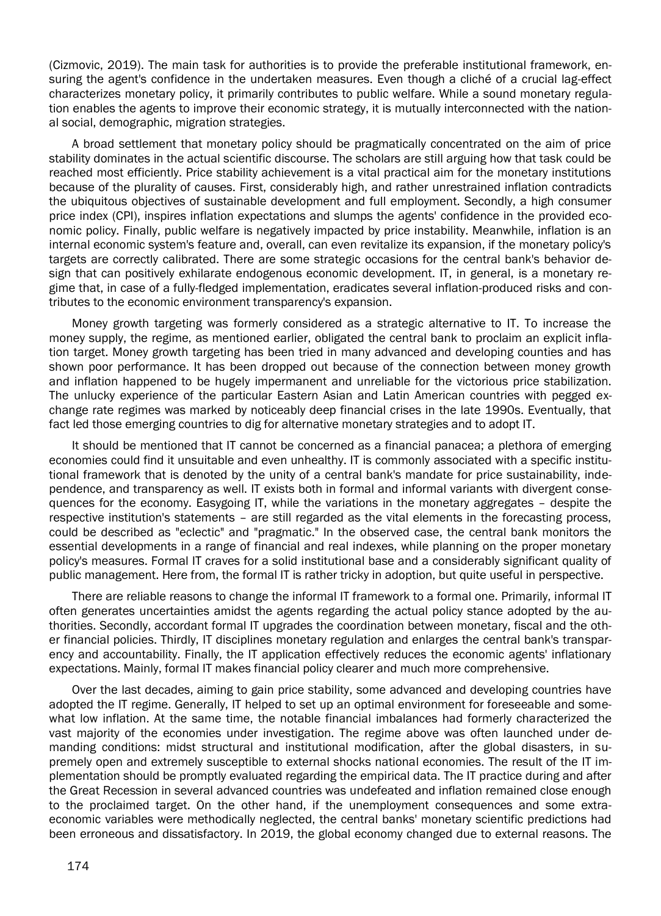(Cizmovic, 2019). The main task for authorities is to provide the preferable institutional framework, ensuring the agent's confidence in the undertaken measures. Even though a cliché of a crucial lag-effect characterizes monetary policy, it primarily contributes to public welfare. While a sound monetary regulation enables the agents to improve their economic strategy, it is mutually interconnected with the national social, demographic, migration strategies.

A broad settlement that monetary policy should be pragmatically concentrated on the aim of price stability dominates in the actual scientific discourse. The scholars are still arguing how that task could be reached most efficiently. Price stability achievement is a vital practical aim for the monetary institutions because of the plurality of causes. First, considerably high, and rather unrestrained inflation contradicts the ubiquitous objectives of sustainable development and full employment. Secondly, a high consumer price index (CPI), inspires inflation expectations and slumps the agents' confidence in the provided economic policy. Finally, public welfare is negatively impacted by price instability. Meanwhile, inflation is an internal economic system's feature and, overall, can even revitalize its expansion, if the monetary policy's targets are correctly calibrated. There are some strategic occasions for the central bank's behavior design that can positively exhilarate endogenous economic development. IT, in general, is a monetary regime that, in case of a fully-fledged implementation, eradicates several inflation-produced risks and contributes to the economic environment transparency's expansion.

Money growth targeting was formerly considered as a strategic alternative to IT. To increase the money supply, the regime, as mentioned earlier, obligated the central bank to proclaim an explicit inflation target. Money growth targeting has been tried in many advanced and developing counties and has shown poor performance. It has been dropped out because of the connection between money growth and inflation happened to be hugely impermanent and unreliable for the victorious price stabilization. The unlucky experience of the particular Eastern Asian and Latin American countries with pegged exchange rate regimes was marked by noticeably deep financial crises in the late 1990s. Eventually, that fact led those emerging countries to dig for alternative monetary strategies and to adopt IT.

It should be mentioned that IT cannot be concerned as a financial panacea; a plethora of emerging economies could find it unsuitable and even unhealthy. IT is commonly associated with a specific institutional framework that is denoted by the unity of a central bank's mandate for price sustainability, independence, and transparency as well. IT exists both in formal and informal variants with divergent consequences for the economy. Easygoing IT, while the variations in the monetary aggregates – despite the respective institution's statements – are still regarded as the vital elements in the forecasting process, could be described as "eclectic" and "pragmatic." In the observed case, the central bank monitors the essential developments in a range of financial and real indexes, while planning on the proper monetary policy's measures. Formal IT craves for a solid institutional base and a considerably significant quality of public management. Here from, the formal IT is rather tricky in adoption, but quite useful in perspective.

There are reliable reasons to change the informal IT framework to a formal one. Primarily, informal IT often generates uncertainties amidst the agents regarding the actual policy stance adopted by the authorities. Secondly, accordant formal IT upgrades the coordination between monetary, fiscal and the other financial policies. Thirdly, IT disciplines monetary regulation and enlarges the central bank's transparency and accountability. Finally, the IT application effectively reduces the economic agents' inflationary expectations. Mainly, formal IT makes financial policy clearer and much more comprehensive.

Over the last decades, aiming to gain price stability, some advanced and developing countries have adopted the IT regime. Generally, IT helped to set up an optimal environment for foreseeable and somewhat low inflation. At the same time, the notable financial imbalances had formerly characterized the vast majority of the economies under investigation. The regime above was often launched under demanding conditions: midst structural and institutional modification, after the global disasters, in supremely open and extremely susceptible to external shocks national economies. The result of the IT implementation should be promptly evaluated regarding the empirical data. The IT practice during and after the Great Recession in several advanced countries was undefeated and inflation remained close enough to the proclaimed target. On the other hand, if the unemployment consequences and some extra-economic variables were methodically neglected, the central banks' monetary scientific predictions had been erroneous and dissatisfactory. In 2019, the global economy changed due to external reasons. The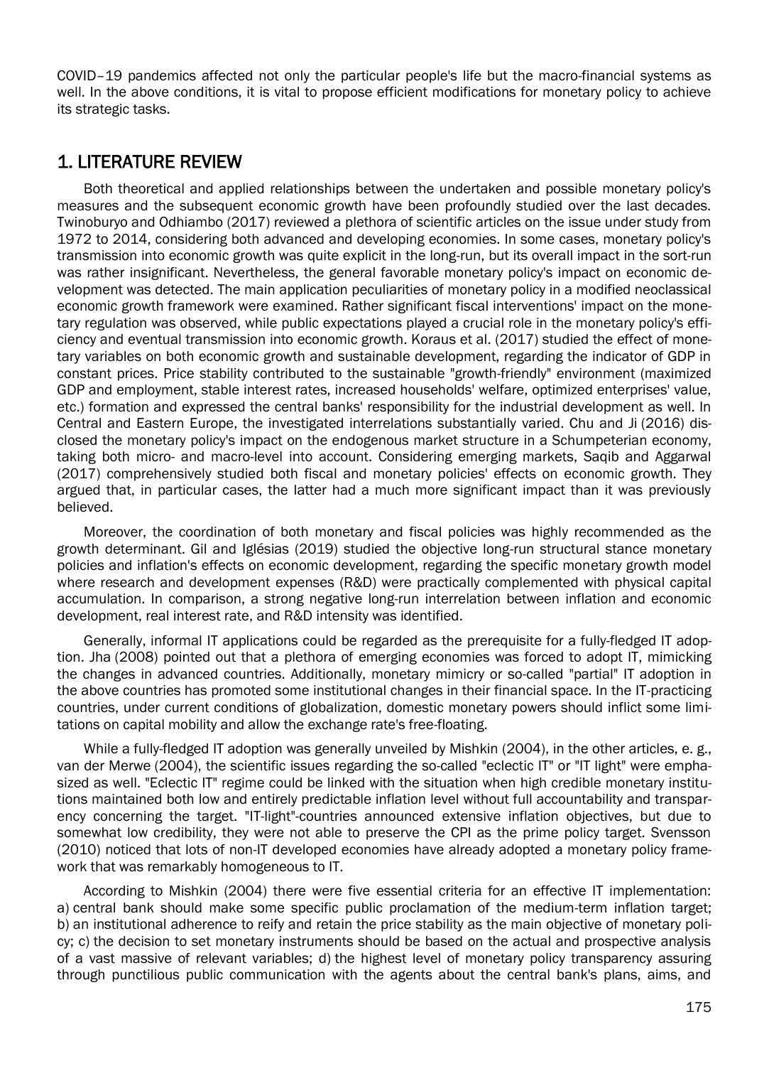COVID–19 pandemics affected not only the particular people's life but the macro-financial systems as well. In the above conditions, it is vital to propose efficient modifications for monetary policy to achieve its strategic tasks.

## 1. LITERATURE REVIEW

Both theoretical and applied relationships between the undertaken and possible monetary policy's measures and the subsequent economic growth have been profoundly studied over the last decades. Twinoburyo and Odhiambo (2017) reviewed a plethora of scientific articles on the issue under study from 1972 to 2014, considering both advanced and developing economies. In some cases, monetary policy's transmission into economic growth was quite explicit in the long-run, but its overall impact in the sort-run was rather insignificant. Nevertheless, the general favorable monetary policy's impact on economic development was detected. The main application peculiarities of monetary policy in a modified neoclassical economic growth framework were examined. Rather significant fiscal interventions' impact on the monetary regulation was observed, while public expectations played a crucial role in the monetary policy's efficiency and eventual transmission into economic growth. Koraus et al. (2017) studied the effect of monetary variables on both economic growth and sustainable development, regarding the indicator of GDP in constant prices. Price stability contributed to the sustainable "growth-friendly" environment (maximized GDP and employment, stable interest rates, increased households' welfare, optimized enterprises' value, etc.) formation and expressed the central banks' responsibility for the industrial development as well. In Central and Eastern Europe, the investigated interrelations substantially varied. Chu and Ji (2016) disclosed the monetary policy's impact on the endogenous market structure in a Schumpeterian economy, taking both micro- and macro-level into account. Considering emerging markets, Saqib and Aggarwal (2017) comprehensively studied both fiscal and monetary policies' effects on economic growth. They argued that, in particular cases, the latter had a much more significant impact than it was previously believed.

Moreover, the coordination of both monetary and fiscal policies was highly recommended as the growth determinant. Gil and Iglésias (2019) studied the objective long-run structural stance monetary policies and inflation's effects on economic development, regarding the specific monetary growth model where research and development expenses (R&D) were practically complemented with physical capital accumulation. In comparison, a strong negative long-run interrelation between inflation and economic development, real interest rate, and R&D intensity was identified.

Generally, informal IT applications could be regarded as the prerequisite for a fully-fledged IT adoption. Jha (2008) pointed out that a plethora of emerging economies was forced to adopt IT, mimicking the changes in advanced countries. Additionally, monetary mimicry or so-called "partial" IT adoption in the above countries has promoted some institutional changes in their financial space. In the IT-practicing countries, under current conditions of globalization, domestic monetary powers should inflict some limitations on capital mobility and allow the exchange rate's free-floating.

While a fully-fledged IT adoption was generally unveiled by Mishkin (2004), in the other articles, e. g., van der Merwe (2004), the scientific issues regarding the so-called "eclectic IT" or "IT light" were emphasized as well. "Eclectic IT" regime could be linked with the situation when high credible monetary institutions maintained both low and entirely predictable inflation level without full accountability and transparency concerning the target. "IT-light"-countries announced extensive inflation objectives, but due to somewhat low credibility, they were not able to preserve the CPI as the prime policy target. Svensson (2010) noticed that lots of non-IT developed economies have already adopted a monetary policy framework that was remarkably homogeneous to IT.

According to Mishkin (2004) there were five essential criteria for an effective IT implementation: a) central bank should make some specific public proclamation of the medium-term inflation target; b) an institutional adherence to reify and retain the price stability as the main objective of monetary policy; c) the decision to set monetary instruments should be based on the actual and prospective analysis of a vast massive of relevant variables; d) the highest level of monetary policy transparency assuring through punctilious public communication with the agents about the central bank's plans, aims, and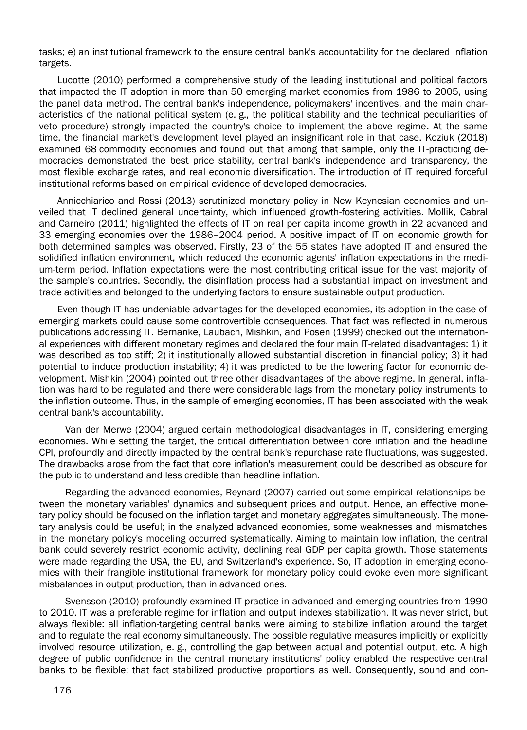tasks; e) an institutional framework to the ensure central bank's accountability for the declared inflation targets.

Lucotte (2010) performed a comprehensive study of the leading institutional and political factors that impacted the IT adoption in more than 50 emerging market economies from 1986 to 2005, using the panel data method. The central bank's independence, policymakers' incentives, and the main characteristics of the national political system (e. g., the political stability and the technical peculiarities of veto procedure) strongly impacted the country's choice to implement the above regime. At the same time, the financial market's development level played an insignificant role in that case. Koziuk (2018) examined 68 commodity economies and found out that among that sample, only the IT-practicing democracies demonstrated the best price stability, central bank's independence and transparency, the most flexible exchange rates, and real economic diversification. The introduction of IT required forceful institutional reforms based on empirical evidence of developed democracies.

Annicchiarico and Rossi (2013) scrutinized monetary policy in New Keynesian economics and unveiled that IT declined general uncertainty, which influenced growth-fostering activities. Mollik, Cabral and Carneiro (2011) highlighted the effects of IT on real per capita income growth in 22 advanced and 33 emerging economies over the 1986–2004 period. A positive impact of IT on economic growth for both determined samples was observed. Firstly, 23 of the 55 states have adopted IT and ensured the solidified inflation environment, which reduced the economic agents' inflation expectations in the medium-term period. Inflation expectations were the most contributing critical issue for the vast majority of the sample's countries. Secondly, the disinflation process had a substantial impact on investment and trade activities and belonged to the underlying factors to ensure sustainable output production.

Even though IT has undeniable advantages for the developed economies, its adoption in the case of emerging markets could cause some controvertible consequences. That fact was reflected in numerous publications addressing IT. Bernanke, Laubach, Mishkin, and Posen (1999) checked out the international experiences with different monetary regimes and declared the four main IT-related disadvantages: 1) it was described as too stiff; 2) it institutionally allowed substantial discretion in financial policy; 3) it had potential to induce production instability; 4) it was predicted to be the lowering factor for economic development. Mishkin (2004) pointed out three other disadvantages of the above regime. In general, inflation was hard to be regulated and there were considerable lags from the monetary policy instruments to the inflation outcome. Thus, in the sample of emerging economies, IT has been associated with the weak central bank's accountability.

Van der Merwe (2004) argued certain methodological disadvantages in IT, considering emerging economies. While setting the target, the critical differentiation between core inflation and the headline CPI, profoundly and directly impacted by the central bank's repurchase rate fluctuations, was suggested. The drawbacks arose from the fact that core inflation's measurement could be described as obscure for the public to understand and less credible than headline inflation.

Regarding the advanced economies, Reynard (2007) carried out some empirical relationships between the monetary variables' dynamics and subsequent prices and output. Hence, an effective monetary policy should be focused on the inflation target and monetary aggregates simultaneously. The monetary analysis could be useful; in the analyzed advanced economies, some weaknesses and mismatches in the monetary policy's modeling occurred systematically. Aiming to maintain low inflation, the central bank could severely restrict economic activity, declining real GDP per capita growth. Those statements were made regarding the USA, the EU, and Switzerland's experience. So, IT adoption in emerging economies with their frangible institutional framework for monetary policy could evoke even more significant misbalances in output production, than in advanced ones.

Svensson (2010) profoundly examined IT practice in advanced and emerging countries from 1990 to 2010. IT was a preferable regime for inflation and output indexes stabilization. It was never strict, but always flexible: all inflation-targeting central banks were aiming to stabilize inflation around the target and to regulate the real economy simultaneously. The possible regulative measures implicitly or explicitly involved resource utilization, e. g., controlling the gap between actual and potential output, etc. A high degree of public confidence in the central monetary institutions' policy enabled the respective central banks to be flexible; that fact stabilized productive proportions as well. Consequently, sound and con-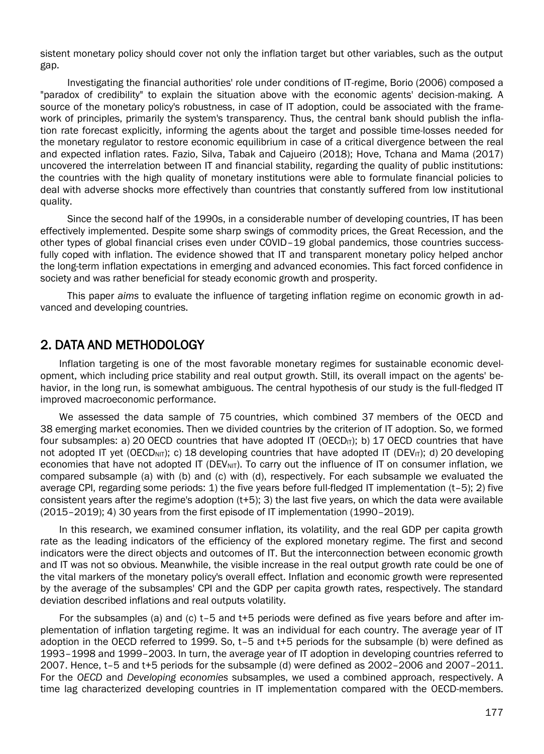sistent monetary policy should cover not only the inflation target but other variables, such as the output gap.

Investigating the financial authorities' role under conditions of IT-regime, Borio (2006) composed a "paradox of credibility" to explain the situation above with the economic agents' decision-making. A source of the monetary policy's robustness, in case of IT adoption, could be associated with the framework of principles, primarily the system's transparency. Thus, the central bank should publish the inflation rate forecast explicitly, informing the agents about the target and possible time-losses needed for the monetary regulator to restore economic equilibrium in case of a critical divergence between the real and expected inflation rates. Fazio, Silva, Tabak and Cajueiro (2018); Hove, Tchana and Mama (2017) uncovered the interrelation between IT and financial stability, regarding the quality of public institutions: the countries with the high quality of monetary institutions were able to formulate financial policies to deal with adverse shocks more effectively than countries that constantly suffered from low institutional quality.

Since the second half of the 1990s, in a considerable number of developing countries, IT has been effectively implemented. Despite some sharp swings of commodity prices, the Great Recession, and the other types of global financial crises even under COVID–19 global pandemics, those countries successfully coped with inflation. The evidence showed that IT and transparent monetary policy helped anchor the long-term inflation expectations in emerging and advanced economies. This fact forced confidence in society and was rather beneficial for steady economic growth and prosperity.

This paper *aims* to evaluate the influence of targeting inflation regime on economic growth in advanced and developing countries.

## 2. DATA AND METHODOLOGY

Inflation targeting is one of the most favorable monetary regimes for sustainable economic development, which including price stability and real output growth. Still, its overall impact on the agents' behavior, in the long run, is somewhat ambiguous. The central hypothesis of our study is the full-fledged IT improved macroeconomic performance.

We assessed the data sample of 75 countries, which combined 37 members of the OECD and 38 emerging market economies. Then we divided countries by the criterion of IT adoption. So, we formed four subsamples: a) 20 OECD countries that have adopted IT ($OECD_{IT}$); b) 17 OECD countries that have not adopted IT yet ($OECD_{NIT}$); c) 18 developing countries that have adopted IT ($DEV_{IT}$); d) 20 developing economies that have not adopted IT ($DEV_{NIT}$). To carry out the influence of IT on consumer inflation, we compared subsample (a) with (b) and (c) with (d), respectively. For each subsample we evaluated the average CPI, regarding some periods: 1) the five years before full-fledged IT implementation (t–5); 2) five consistent years after the regime's adoption (t+5); 3) the last five years, on which the data were available (2015–2019); 4) 30 years from the first episode of IT implementation (1990–2019).

In this research, we examined consumer inflation, its volatility, and the real GDP per capita growth rate as the leading indicators of the efficiency of the explored monetary regime. The first and second indicators were the direct objects and outcomes of IT. But the interconnection between economic growth and IT was not so obvious. Meanwhile, the visible increase in the real output growth rate could be one of the vital markers of the monetary policy's overall effect. Inflation and economic growth were represented by the average of the subsamples' CPI and the GDP per capita growth rates, respectively. The standard deviation described inflations and real outputs volatility.

For the subsamples (a) and (c) t–5 and t+5 periods were defined as five years before and after implementation of inflation targeting regime. It was an individual for each country. The average year of IT adoption in the OECD referred to 1999. So, t–5 and t+5 periods for the subsample (b) were defined as 1993–1998 and 1999–2003. In turn, the average year of IT adoption in developing countries referred to 2007. Hence, t–5 and t+5 periods for the subsample (d) were defined as 2002–2006 and 2007–2011. For the *OECD* and *Developing economies* subsamples, we used a combined approach, respectively. A time lag characterized developing countries in IT implementation compared with the OECD-members.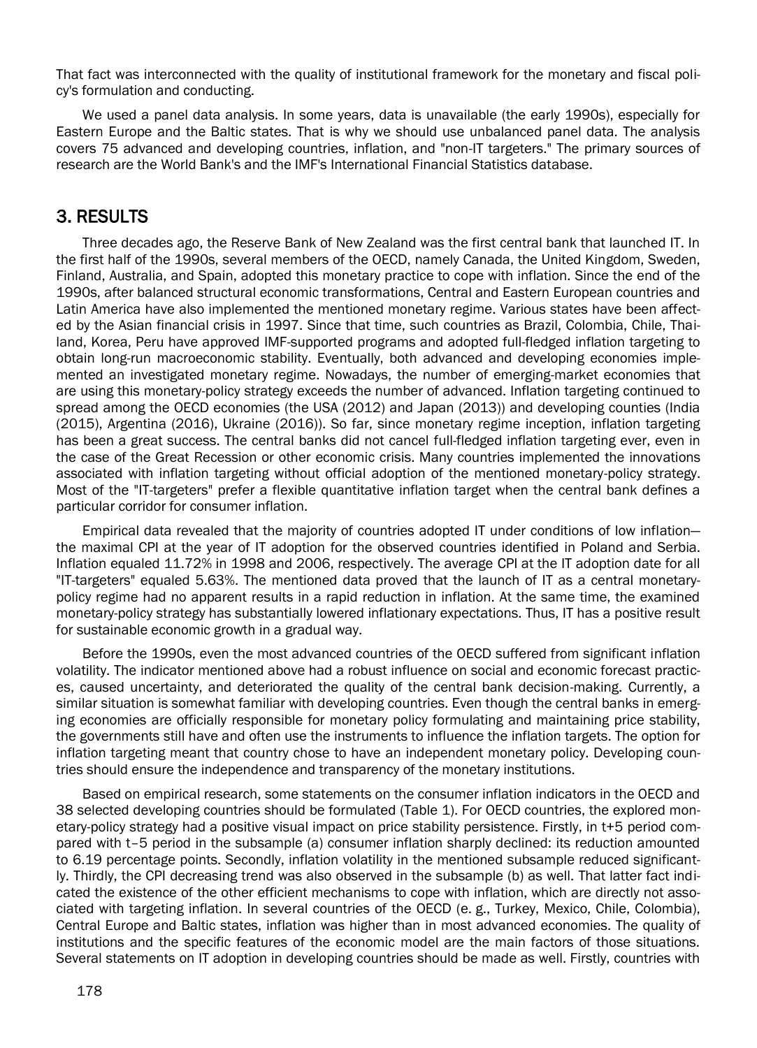That fact was interconnected with the quality of institutional framework for the monetary and fiscal policy's formulation and conducting.

We used a panel data analysis. In some years, data is unavailable (the early 1990s), especially for Eastern Europe and the Baltic states. That is why we should use unbalanced panel data. The analysis covers 75 advanced and developing countries, inflation, and "non-IT targeters." The primary sources of research are the World Bank's and the IMF's International Financial Statistics database.

## 3. RESULTS

Three decades ago, the Reserve Bank of New Zealand was the first central bank that launched IT. In the first half of the 1990s, several members of the OECD, namely Canada, the United Kingdom, Sweden, Finland, Australia, and Spain, adopted this monetary practice to cope with inflation. Since the end of the 1990s, after balanced structural economic transformations, Central and Eastern European countries and Latin America have also implemented the mentioned monetary regime. Various states have been affected by the Asian financial crisis in 1997. Since that time, such countries as Brazil, Colombia, Chile, Thailand, Korea, Peru have approved IMF-supported programs and adopted full-fledged inflation targeting to obtain long-run macroeconomic stability. Eventually, both advanced and developing economies implemented an investigated monetary regime. Nowadays, the number of emerging-market economies that are using this monetary-policy strategy exceeds the number of advanced. Inflation targeting continued to spread among the OECD economies (the USA (2012) and Japan (2013)) and developing counties (India (2015), Argentina (2016), Ukraine (2016)). So far, since monetary regime inception, inflation targeting has been a great success. The central banks did not cancel full-fledged inflation targeting ever, even in the case of the Great Recession or other economic crisis. Many countries implemented the innovations associated with inflation targeting without official adoption of the mentioned monetary-policy strategy. Most of the "IT-targeters" prefer a flexible quantitative inflation target when the central bank defines a particular corridor for consumer inflation.

Empirical data revealed that the majority of countries adopted IT under conditions of low inflation—the maximal CPI at the year of IT adoption for the observed countries identified in Poland and Serbia. Inflation equaled 11.72% in 1998 and 2006, respectively. The average CPI at the IT adoption date for all "IT-targeters" equaled 5.63%. The mentioned data proved that the launch of IT as a central monetary-policy regime had no apparent results in a rapid reduction in inflation. At the same time, the examined monetary-policy strategy has substantially lowered inflationary expectations. Thus, IT has a positive result for sustainable economic growth in a gradual way.

Before the 1990s, even the most advanced countries of the OECD suffered from significant inflation volatility. The indicator mentioned above had a robust influence on social and economic forecast practices, caused uncertainty, and deteriorated the quality of the central bank decision-making. Currently, a similar situation is somewhat familiar with developing countries. Even though the central banks in emerging economies are officially responsible for monetary policy formulating and maintaining price stability, the governments still have and often use the instruments to influence the inflation targets. The option for inflation targeting meant that country chose to have an independent monetary policy. Developing countries should ensure the independence and transparency of the monetary institutions.

Based on empirical research, some statements on the consumer inflation indicators in the OECD and 38 selected developing countries should be formulated (Table 1). For OECD countries, the explored monetary-policy strategy had a positive visual impact on price stability persistence. Firstly, in t+5 period compared with t–5 period in the subsample (a) consumer inflation sharply declined: its reduction amounted to 6.19 percentage points. Secondly, inflation volatility in the mentioned subsample reduced significantly. Thirdly, the CPI decreasing trend was also observed in the subsample (b) as well. That latter fact indicated the existence of the other efficient mechanisms to cope with inflation, which are directly not associated with targeting inflation. In several countries of the OECD (e. g., Turkey, Mexico, Chile, Colombia), Central Europe and Baltic states, inflation was higher than in most advanced economies. The quality of institutions and the specific features of the economic model are the main factors of those situations. Several statements on IT adoption in developing countries should be made as well. Firstly, countries with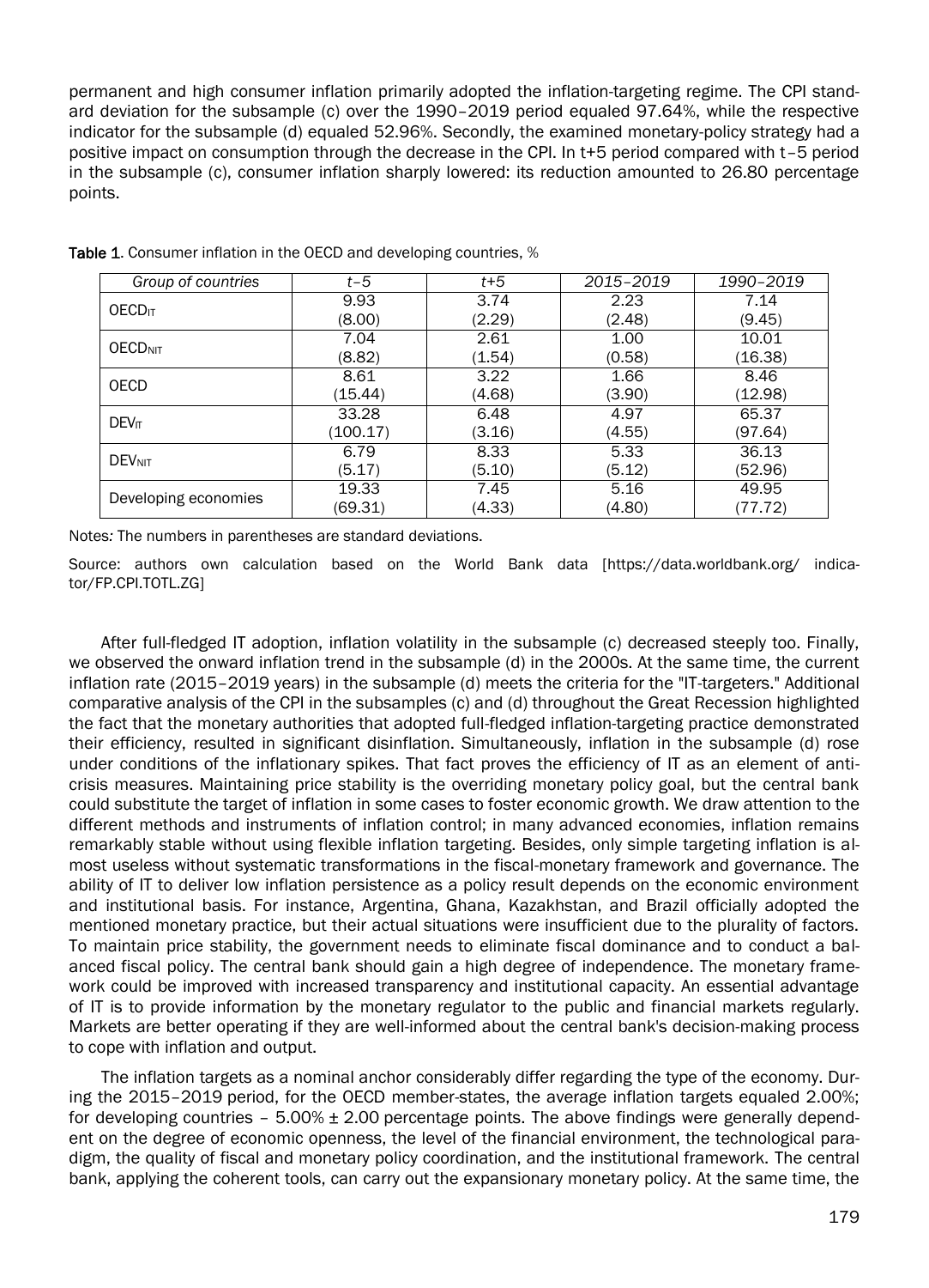permanent and high consumer inflation primarily adopted the inflation-targeting regime. The CPI standard deviation for the subsample (c) over the 1990–2019 period equaled 97.64%, while the respective indicator for the subsample (d) equaled 52.96%. Secondly, the examined monetary-policy strategy had a positive impact on consumption through the decrease in the CPI. In t+5 period compared with t–5 period in the subsample (c), consumer inflation sharply lowered: its reduction amounted to 26.80 percentage points.

**Table 1**. Consumer inflation in the OECD and developing countries, %

| *Group of countries* | *t–5* | *t+5* | *2015–2019* | *1990–2019* |
|---|---|---|---|---|
| $OECD_{IT}$ | 9.93<br>(8.00) | 3.74<br>(2.29) | 2.23<br>(2.48) | 7.14<br>(9.45) |
| $OECD_{NIT}$ | 7.04<br>(8.82) | 2.61<br>(1.54) | 1.00<br>(0.58) | 10.01<br>(16.38) |
| OECD | 8.61<br>(15.44) | 3.22<br>(4.68) | 1.66<br>(3.90) | 8.46<br>(12.98) |
| $DEV_{IT}$ | 33.28<br>(100.17) | 6.48<br>(3.16) | 4.97<br>(4.55) | 65.37<br>(97.64) |
| $DEV_{NIT}$ | 6.79<br>(5.17) | 8.33<br>(5.10) | 5.33<br>(5.12) | 36.13<br>(52.96) |
| Developing economies | 19.33<br>(69.31) | 7.45<br>(4.33) | 5.16<br>(4.80) | 49.95<br>(77.72) |

Notes*:* The numbers in parentheses are standard deviations.

Source: authors own calculation based on the World Bank data [https://data.worldbank.org/ indicator/FP.CPI.TOTL.ZG]

After full-fledged IT adoption, inflation volatility in the subsample (c) decreased steeply too. Finally, we observed the onward inflation trend in the subsample (d) in the 2000s. At the same time, the current inflation rate (2015–2019 years) in the subsample (d) meets the criteria for the "IT-targeters." Additional comparative analysis of the CPI in the subsamples (c) and (d) throughout the Great Recession highlighted the fact that the monetary authorities that adopted full-fledged inflation-targeting practice demonstrated their efficiency, resulted in significant disinflation. Simultaneously, inflation in the subsample (d) rose under conditions of the inflationary spikes. That fact proves the efficiency of IT as an element of anti-crisis measures. Maintaining price stability is the overriding monetary policy goal, but the central bank could substitute the target of inflation in some cases to foster economic growth. We draw attention to the different methods and instruments of inflation control; in many advanced economies, inflation remains remarkably stable without using flexible inflation targeting. Besides, only simple targeting inflation is almost useless without systematic transformations in the fiscal-monetary framework and governance. The ability of IT to deliver low inflation persistence as a policy result depends on the economic environment and institutional basis. For instance, Argentina, Ghana, Kazakhstan, and Brazil officially adopted the mentioned monetary practice, but their actual situations were insufficient due to the plurality of factors. To maintain price stability, the government needs to eliminate fiscal dominance and to conduct a balanced fiscal policy. The central bank should gain a high degree of independence. The monetary framework could be improved with increased transparency and institutional capacity. An essential advantage of IT is to provide information by the monetary regulator to the public and financial markets regularly. Markets are better operating if they are well-informed about the central bank's decision-making process to cope with inflation and output.

The inflation targets as a nominal anchor considerably differ regarding the type of the economy. During the 2015–2019 period, for the OECD member-states, the average inflation targets equaled 2.00%; for developing countries – 5.00% ± 2.00 percentage points. The above findings were generally dependent on the degree of economic openness, the level of the financial environment, the technological paradigm, the quality of fiscal and monetary policy coordination, and the institutional framework. The central bank, applying the coherent tools, can carry out the expansionary monetary policy. At the same time, the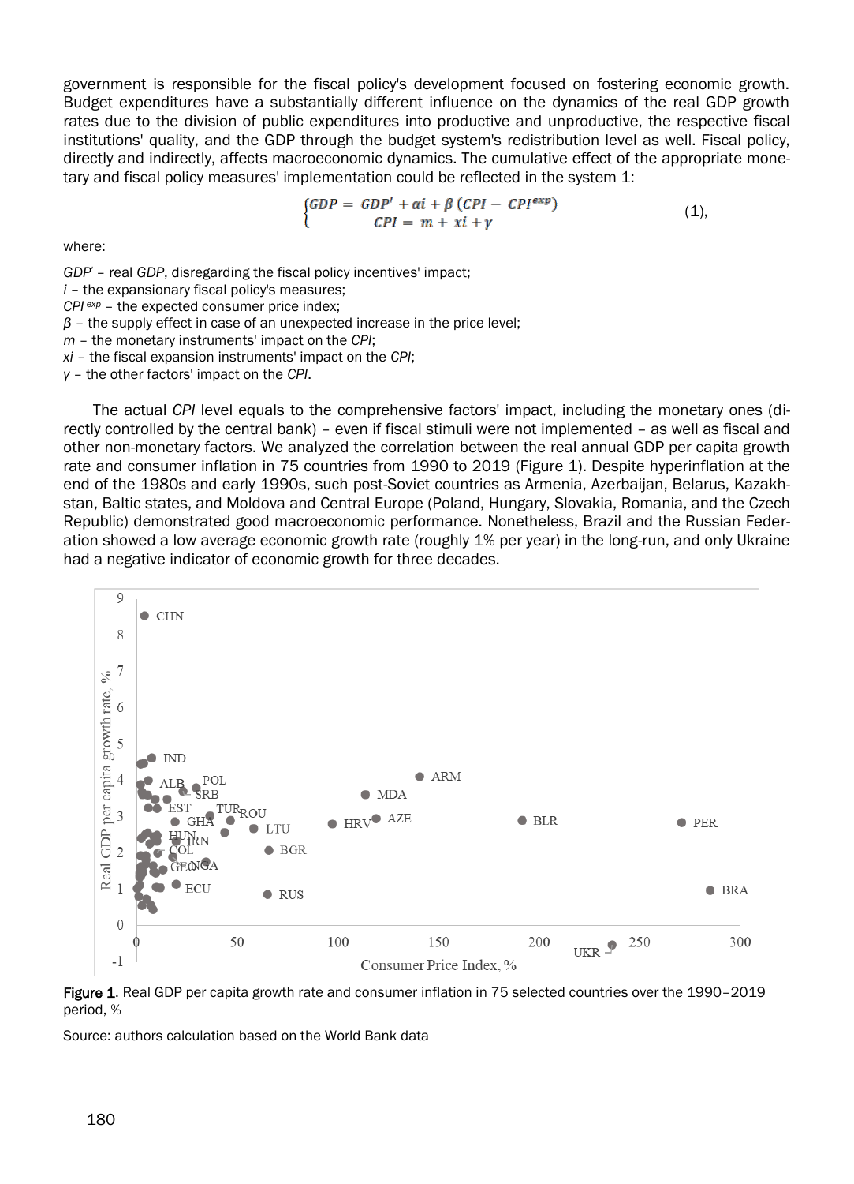government is responsible for the fiscal policy's development focused on fostering economic growth. Budget expenditures have a substantially different influence on the dynamics of the real GDP growth rates due to the division of public expenditures into productive and unproductive, the respective fiscal institutions' quality, and the GDP through the budget system's redistribution level as well. Fiscal policy, directly and indirectly, affects macroeconomic dynamics. The cumulative effect of the appropriate monetary and fiscal policy measures' implementation could be reflected in the system 1:

$$\begin{cases} GDP = GDP' + \alpha i + \beta\,(CPI - CPI^{exp}) \\ CPI = m + xi + \gamma \end{cases} \quad (1),$$

where:

*GDP'* – real *GDP*, disregarding the fiscal policy incentives' impact;
*i* – the expansionary fiscal policy's measures;
$CPI^{exp}$ – the expected consumer price index;
*β* – the supply effect in case of an unexpected increase in the price level;
*m* – the monetary instruments' impact on the *CPI*;
*xi* – the fiscal expansion instruments' impact on the *CPI*;
*γ* – the other factors' impact on the *CPI*.

The actual *CPI* level equals to the comprehensive factors' impact, including the monetary ones (directly controlled by the central bank) – even if fiscal stimuli were not implemented – as well as fiscal and other non-monetary factors. We analyzed the correlation between the real annual GDP per capita growth rate and consumer inflation in 75 countries from 1990 to 2019 (Figure 1). Despite hyperinflation at the end of the 1980s and early 1990s, such post-Soviet countries as Armenia, Azerbaijan, Belarus, Kazakhstan, Baltic states, and Moldova and Central Europe (Poland, Hungary, Slovakia, Romania, and the Czech Republic) demonstrated good macroeconomic performance. Nonetheless, Brazil and the Russian Federation showed a low average economic growth rate (roughly 1% per year) in the long-run, and only Ukraine had a negative indicator of economic growth for three decades.

**Figure 1**. Real GDP per capita growth rate and consumer inflation in 75 selected countries over the 1990–2019 period, %

Source: authors calculation based on the World Bank data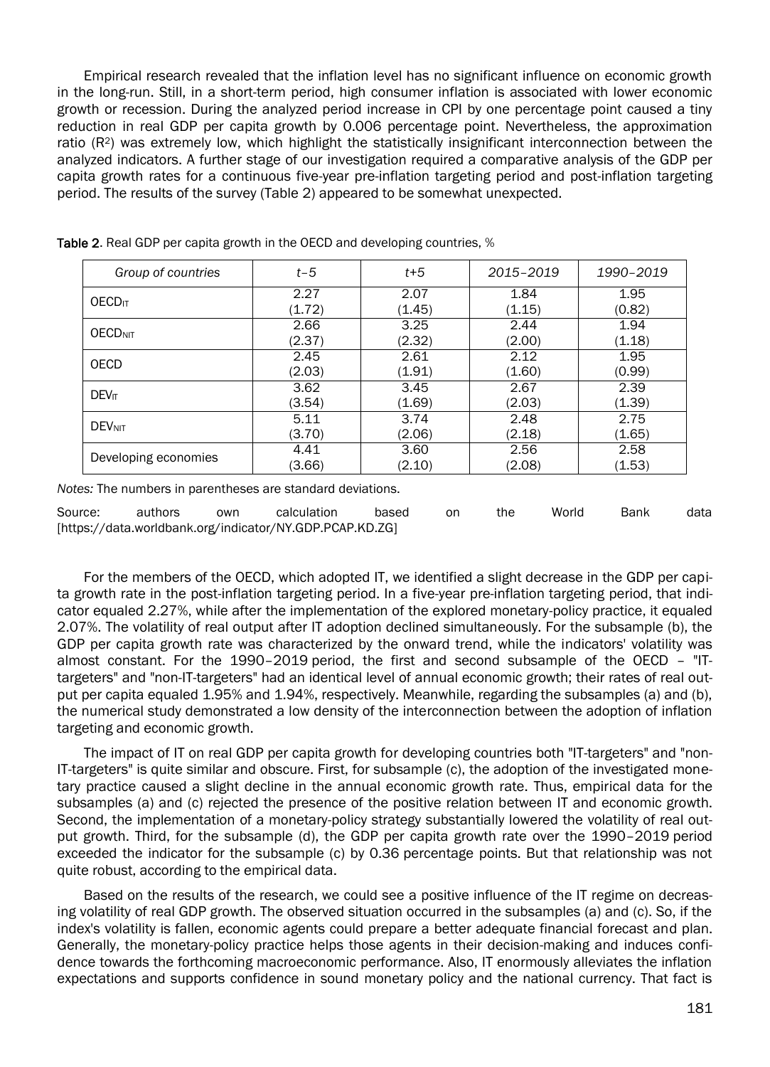Empirical research revealed that the inflation level has no significant influence on economic growth in the long-run. Still, in a short-term period, high consumer inflation is associated with lower economic growth or recession. During the analyzed period increase in CPI by one percentage point caused a tiny reduction in real GDP per capita growth by 0.006 percentage point. Nevertheless, the approximation ratio ($R^2$) was extremely low, which highlight the statistically insignificant interconnection between the analyzed indicators. A further stage of our investigation required a comparative analysis of the GDP per capita growth rates for a continuous five-year pre-inflation targeting period and post-inflation targeting period. The results of the survey (Table 2) appeared to be somewhat unexpected.

**Table 2**. Real GDP per capita growth in the OECD and developing countries, %

| *Group of countries* | *t–5* | *t+5* | *2015–2019* | *1990–2019* |
|---|---|---|---|---|
| $OECD_{IT}$ | 2.27 (1.72) | 2.07 (1.45) | 1.84 (1.15) | 1.95 (0.82) |
| $OECD_{NIT}$ | 2.66 (2.37) | 3.25 (2.32) | 2.44 (2.00) | 1.94 (1.18) |
| OECD | 2.45 (2.03) | 2.61 (1.91) | 2.12 (1.60) | 1.95 (0.99) |
| $DEV_{IT}$ | 3.62 (3.54) | 3.45 (1.69) | 2.67 (2.03) | 2.39 (1.39) |
| $DEV_{NIT}$ | 5.11 (3.70) | 3.74 (2.06) | 2.48 (2.18) | 2.75 (1.65) |
| Developing economies | 4.41 (3.66) | 3.60 (2.10) | 2.56 (2.08) | 2.58 (1.53) |

*Notes:* The numbers in parentheses are standard deviations.

Source: authors own calculation based on the World Bank data [https://data.worldbank.org/indicator/NY.GDP.PCAP.KD.ZG]

For the members of the OECD, which adopted IT, we identified a slight decrease in the GDP per capita growth rate in the post-inflation targeting period. In a five-year pre-inflation targeting period, that indicator equaled 2.27%, while after the implementation of the explored monetary-policy practice, it equaled 2.07%. The volatility of real output after IT adoption declined simultaneously. For the subsample (b), the GDP per capita growth rate was characterized by the onward trend, while the indicators' volatility was almost constant. For the 1990–2019 period, the first and second subsample of the OECD – "IT-targeters" and "non-IT-targeters" had an identical level of annual economic growth; their rates of real output per capita equaled 1.95% and 1.94%, respectively. Meanwhile, regarding the subsamples (a) and (b), the numerical study demonstrated a low density of the interconnection between the adoption of inflation targeting and economic growth.

The impact of IT on real GDP per capita growth for developing countries both "IT-targeters" and "non-IT-targeters" is quite similar and obscure. First, for subsample (c), the adoption of the investigated monetary practice caused a slight decline in the annual economic growth rate. Thus, empirical data for the subsamples (a) and (c) rejected the presence of the positive relation between IT and economic growth. Second, the implementation of a monetary-policy strategy substantially lowered the volatility of real output growth. Third, for the subsample (d), the GDP per capita growth rate over the 1990–2019 period exceeded the indicator for the subsample (c) by 0.36 percentage points. But that relationship was not quite robust, according to the empirical data.

Based on the results of the research, we could see a positive influence of the IT regime on decreasing volatility of real GDP growth. The observed situation occurred in the subsamples (a) and (c). So, if the index's volatility is fallen, economic agents could prepare a better adequate financial forecast and plan. Generally, the monetary-policy practice helps those agents in their decision-making and induces confidence towards the forthcoming macroeconomic performance. Also, IT enormously alleviates the inflation expectations and supports confidence in sound monetary policy and the national currency. That fact is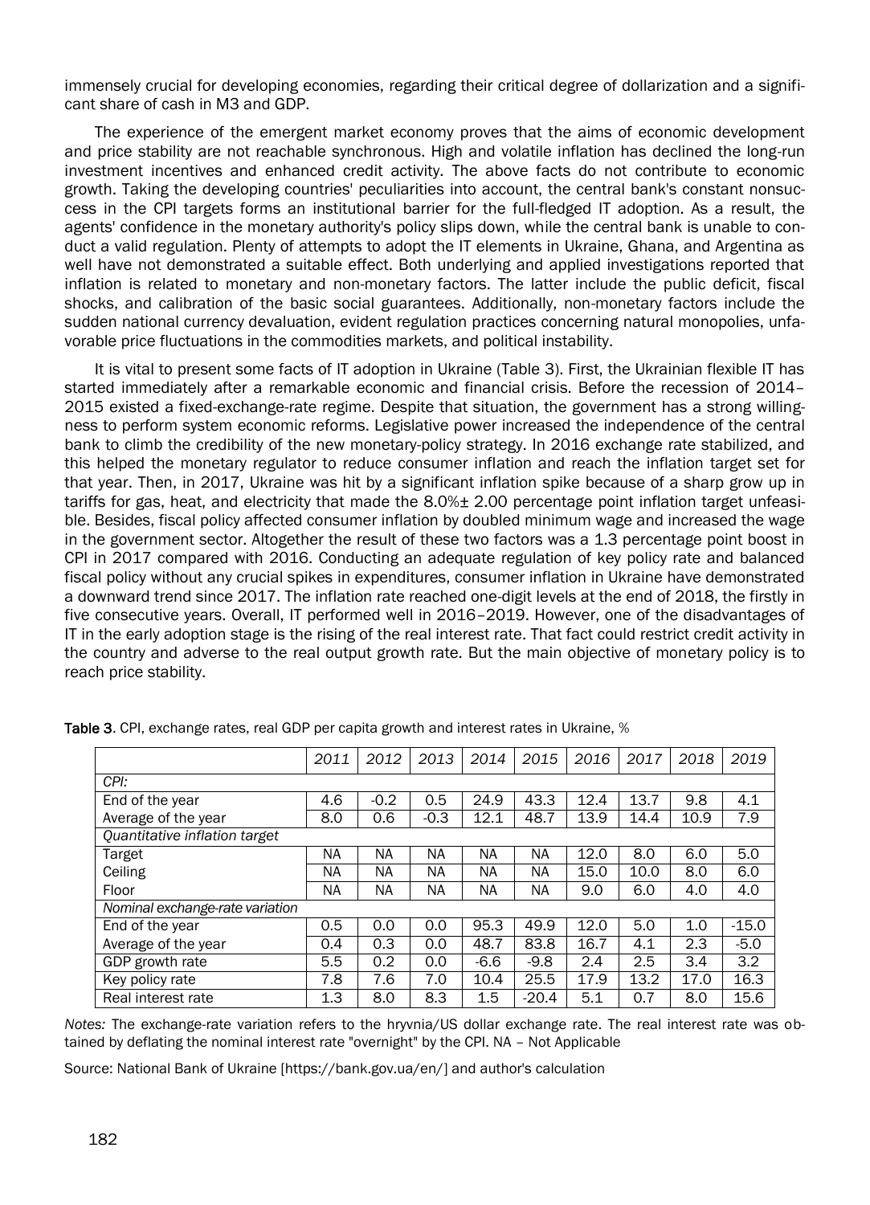immensely crucial for developing economies, regarding their critical degree of dollarization and a significant share of cash in M3 and GDP.

The experience of the emergent market economy proves that the aims of economic development and price stability are not reachable synchronous. High and volatile inflation has declined the long-run investment incentives and enhanced credit activity. The above facts do not contribute to economic growth. Taking the developing countries' peculiarities into account, the central bank's constant nonsuccess in the CPI targets forms an institutional barrier for the full-fledged IT adoption. As a result, the agents' confidence in the monetary authority's policy slips down, while the central bank is unable to conduct a valid regulation. Plenty of attempts to adopt the IT elements in Ukraine, Ghana, and Argentina as well have not demonstrated a suitable effect. Both underlying and applied investigations reported that inflation is related to monetary and non-monetary factors. The latter include the public deficit, fiscal shocks, and calibration of the basic social guarantees. Additionally, non-monetary factors include the sudden national currency devaluation, evident regulation practices concerning natural monopolies, unfavorable price fluctuations in the commodities markets, and political instability.

It is vital to present some facts of IT adoption in Ukraine (Table 3). First, the Ukrainian flexible IT has started immediately after a remarkable economic and financial crisis. Before the recession of 2014–2015 existed a fixed-exchange-rate regime. Despite that situation, the government has a strong willingness to perform system economic reforms. Legislative power increased the independence of the central bank to climb the credibility of the new monetary-policy strategy. In 2016 exchange rate stabilized, and this helped the monetary regulator to reduce consumer inflation and reach the inflation target set for that year. Then, in 2017, Ukraine was hit by a significant inflation spike because of a sharp grow up in tariffs for gas, heat, and electricity that made the 8.0%± 2.00 percentage point inflation target unfeasible. Besides, fiscal policy affected consumer inflation by doubled minimum wage and increased the wage in the government sector. Altogether the result of these two factors was a 1.3 percentage point boost in CPI in 2017 compared with 2016. Conducting an adequate regulation of key policy rate and balanced fiscal policy without any crucial spikes in expenditures, consumer inflation in Ukraine have demonstrated a downward trend since 2017. The inflation rate reached one-digit levels at the end of 2018, the firstly in five consecutive years. Overall, IT performed well in 2016–2019. However, one of the disadvantages of IT in the early adoption stage is the rising of the real interest rate. That fact could restrict credit activity in the country and adverse to the real output growth rate. But the main objective of monetary policy is to reach price stability.

**Table 3**. CPI, exchange rates, real GDP per capita growth and interest rates in Ukraine, %

| | *2011* | *2012* | *2013* | *2014* | *2015* | *2016* | *2017* | *2018* | *2019* |
|---|---|---|---|---|---|---|---|---|---|
| *CPI:* | | | | | | | | | |
| End of the year | 4.6 | -0.2 | 0.5 | 24.9 | 43.3 | 12.4 | 13.7 | 9.8 | 4.1 |
| Average of the year | 8.0 | 0.6 | -0.3 | 12.1 | 48.7 | 13.9 | 14.4 | 10.9 | 7.9 |
| *Quantitative inflation target* | | | | | | | | | |
| Target | NA | NA | NA | NA | NA | 12.0 | 8.0 | 6.0 | 5.0 |
| Ceiling | NA | NA | NA | NA | NA | 15.0 | 10.0 | 8.0 | 6.0 |
| Floor | NA | NA | NA | NA | NA | 9.0 | 6.0 | 4.0 | 4.0 |
| *Nominal exchange-rate variation* | | | | | | | | | |
| End of the year | 0.5 | 0.0 | 0.0 | 95.3 | 49.9 | 12.0 | 5.0 | 1.0 | -15.0 |
| Average of the year | 0.4 | 0.3 | 0.0 | 48.7 | 83.8 | 16.7 | 4.1 | 2.3 | -5.0 |
| GDP growth rate | 5.5 | 0.2 | 0.0 | -6.6 | -9.8 | 2.4 | 2.5 | 3.4 | 3.2 |
| Key policy rate | 7.8 | 7.6 | 7.0 | 10.4 | 25.5 | 17.9 | 13.2 | 17.0 | 16.3 |
| Real interest rate | 1.3 | 8.0 | 8.3 | 1.5 | -20.4 | 5.1 | 0.7 | 8.0 | 15.6 |

*Notes:* The exchange-rate variation refers to the hryvnia/US dollar exchange rate. The real interest rate was obtained by deflating the nominal interest rate "overnight" by the CPI. NA – Not Applicable

Source: National Bank of Ukraine [https://bank.gov.ua/en/] and author's calculation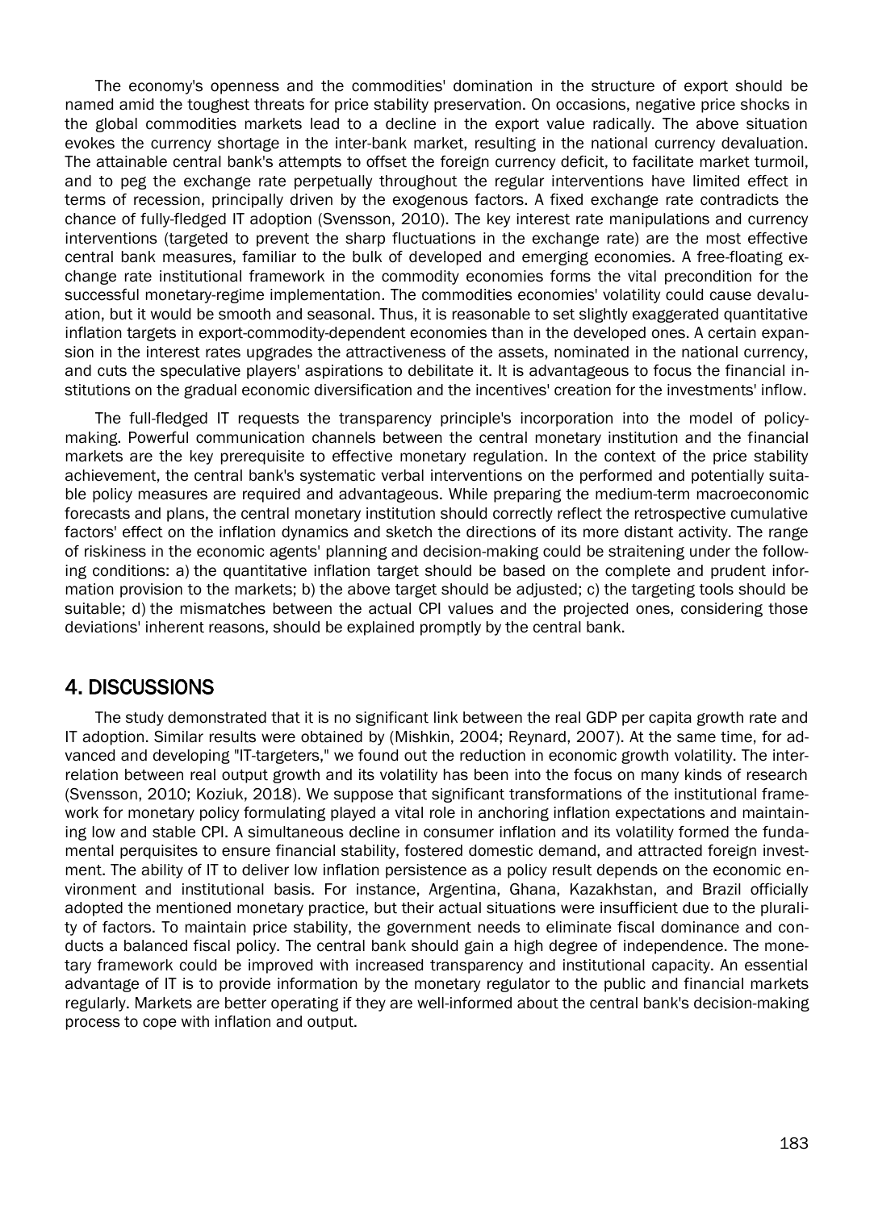The economy's openness and the commodities' domination in the structure of export should be named amid the toughest threats for price stability preservation. On occasions, negative price shocks in the global commodities markets lead to a decline in the export value radically. The above situation evokes the currency shortage in the inter-bank market, resulting in the national currency devaluation. The attainable central bank's attempts to offset the foreign currency deficit, to facilitate market turmoil, and to peg the exchange rate perpetually throughout the regular interventions have limited effect in terms of recession, principally driven by the exogenous factors. A fixed exchange rate contradicts the chance of fully-fledged IT adoption (Svensson, 2010). The key interest rate manipulations and currency interventions (targeted to prevent the sharp fluctuations in the exchange rate) are the most effective central bank measures, familiar to the bulk of developed and emerging economies. A free-floating exchange rate institutional framework in the commodity economies forms the vital precondition for the successful monetary-regime implementation. The commodities economies' volatility could cause devaluation, but it would be smooth and seasonal. Thus, it is reasonable to set slightly exaggerated quantitative inflation targets in export-commodity-dependent economies than in the developed ones. A certain expansion in the interest rates upgrades the attractiveness of the assets, nominated in the national currency, and cuts the speculative players' aspirations to debilitate it. It is advantageous to focus the financial institutions on the gradual economic diversification and the incentives' creation for the investments' inflow.

The full-fledged IT requests the transparency principle's incorporation into the model of policy-making. Powerful communication channels between the central monetary institution and the financial markets are the key prerequisite to effective monetary regulation. In the context of the price stability achievement, the central bank's systematic verbal interventions on the performed and potentially suitable policy measures are required and advantageous. While preparing the medium-term macroeconomic forecasts and plans, the central monetary institution should correctly reflect the retrospective cumulative factors' effect on the inflation dynamics and sketch the directions of its more distant activity. The range of riskiness in the economic agents' planning and decision-making could be straitening under the following conditions: a) the quantitative inflation target should be based on the complete and prudent information provision to the markets; b) the above target should be adjusted; c) the targeting tools should be suitable; d) the mismatches between the actual CPI values and the projected ones, considering those deviations' inherent reasons, should be explained promptly by the central bank.

## 4. DISCUSSIONS

The study demonstrated that it is no significant link between the real GDP per capita growth rate and IT adoption. Similar results were obtained by (Mishkin, 2004; Reynard, 2007). At the same time, for advanced and developing "IT-targeters," we found out the reduction in economic growth volatility. The interrelation between real output growth and its volatility has been into the focus on many kinds of research (Svensson, 2010; Koziuk, 2018). We suppose that significant transformations of the institutional framework for monetary policy formulating played a vital role in anchoring inflation expectations and maintaining low and stable CPI. A simultaneous decline in consumer inflation and its volatility formed the fundamental perquisites to ensure financial stability, fostered domestic demand, and attracted foreign investment. The ability of IT to deliver low inflation persistence as a policy result depends on the economic environment and institutional basis. For instance, Argentina, Ghana, Kazakhstan, and Brazil officially adopted the mentioned monetary practice, but their actual situations were insufficient due to the plurality of factors. To maintain price stability, the government needs to eliminate fiscal dominance and conducts a balanced fiscal policy. The central bank should gain a high degree of independence. The monetary framework could be improved with increased transparency and institutional capacity. An essential advantage of IT is to provide information by the monetary regulator to the public and financial markets regularly. Markets are better operating if they are well-informed about the central bank's decision-making process to cope with inflation and output.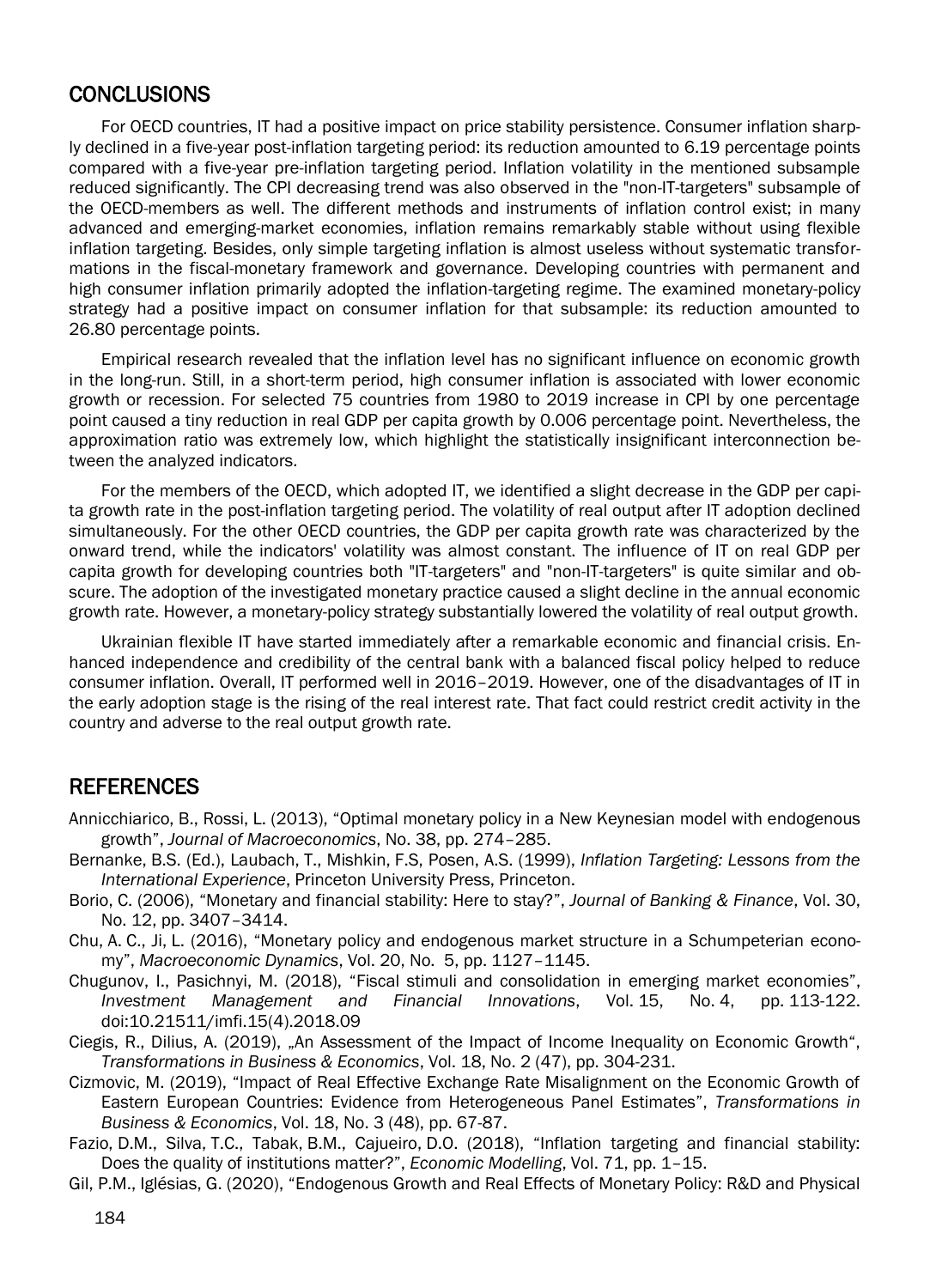## CONCLUSIONS

For OECD countries, IT had a positive impact on price stability persistence. Consumer inflation sharply declined in a five-year post-inflation targeting period: its reduction amounted to 6.19 percentage points compared with a five-year pre-inflation targeting period. Inflation volatility in the mentioned subsample reduced significantly. The CPI decreasing trend was also observed in the "non-IT-targeters" subsample of the OECD-members as well. The different methods and instruments of inflation control exist; in many advanced and emerging-market economies, inflation remains remarkably stable without using flexible inflation targeting. Besides, only simple targeting inflation is almost useless without systematic transformations in the fiscal-monetary framework and governance. Developing countries with permanent and high consumer inflation primarily adopted the inflation-targeting regime. The examined monetary-policy strategy had a positive impact on consumer inflation for that subsample: its reduction amounted to 26.80 percentage points.

Empirical research revealed that the inflation level has no significant influence on economic growth in the long-run. Still, in a short-term period, high consumer inflation is associated with lower economic growth or recession. For selected 75 countries from 1980 to 2019 increase in CPI by one percentage point caused a tiny reduction in real GDP per capita growth by 0.006 percentage point. Nevertheless, the approximation ratio was extremely low, which highlight the statistically insignificant interconnection between the analyzed indicators.

For the members of the OECD, which adopted IT, we identified a slight decrease in the GDP per capita growth rate in the post-inflation targeting period. The volatility of real output after IT adoption declined simultaneously. For the other OECD countries, the GDP per capita growth rate was characterized by the onward trend, while the indicators' volatility was almost constant. The influence of IT on real GDP per capita growth for developing countries both "IT-targeters" and "non-IT-targeters" is quite similar and obscure. The adoption of the investigated monetary practice caused a slight decline in the annual economic growth rate. However, a monetary-policy strategy substantially lowered the volatility of real output growth.

Ukrainian flexible IT have started immediately after a remarkable economic and financial crisis. Enhanced independence and credibility of the central bank with a balanced fiscal policy helped to reduce consumer inflation. Overall, IT performed well in 2016–2019. However, one of the disadvantages of IT in the early adoption stage is the rising of the real interest rate. That fact could restrict credit activity in the country and adverse to the real output growth rate.

## REFERENCES

Annicchiarico, B., Rossi, L. (2013), "Optimal monetary policy in a New Keynesian model with endogenous growth", *Journal of Macroeconomics*, No. 38, pp. 274–285.

Bernanke, B.S. (Ed.), Laubach, T., Mishkin, F.S, Posen, A.S. (1999), *Inflation Targeting: Lessons from the International Experience*, Princeton University Press, Princeton.

Borio, C. (2006), "Monetary and financial stability: Here to stay?", *Journal of Banking & Finance*, Vol. 30, No. 12, pp. 3407–3414.

Chu, A. C., Ji, L. (2016), "Monetary policy and endogenous market structure in a Schumpeterian economy", *Macroeconomic Dynamics*, Vol. 20, No. 5, pp. 1127–1145.

Chugunov, I., Pasichnyi, M. (2018), "Fiscal stimuli and consolidation in emerging market economies", *Investment Management and Financial Innovations*, Vol. 15, No. 4, pp. 113-122. doi:10.21511/imfi.15(4).2018.09

Ciegis, R., Dilius, A. (2019), „An Assessment of the Impact of Income Inequality on Economic Growth", *Transformations in Business & Economics*, Vol. 18, No. 2 (47), pp. 304-231.

Cizmovic, M. (2019), "Impact of Real Effective Exchange Rate Misalignment on the Economic Growth of Eastern European Countries: Evidence from Heterogeneous Panel Estimates", *Transformations in Business & Economics*, Vol. 18, No. 3 (48), pp. 67-87.

Fazio, D.M., Silva, T.C., Tabak, B.M., Cajueiro, D.O. (2018), "Inflation targeting and financial stability: Does the quality of institutions matter?", *Economic Modelling*, Vol. 71, pp. 1–15.

Gil, P.M., Iglésias, G. (2020), "Endogenous Growth and Real Effects of Monetary Policy: R&D and Physical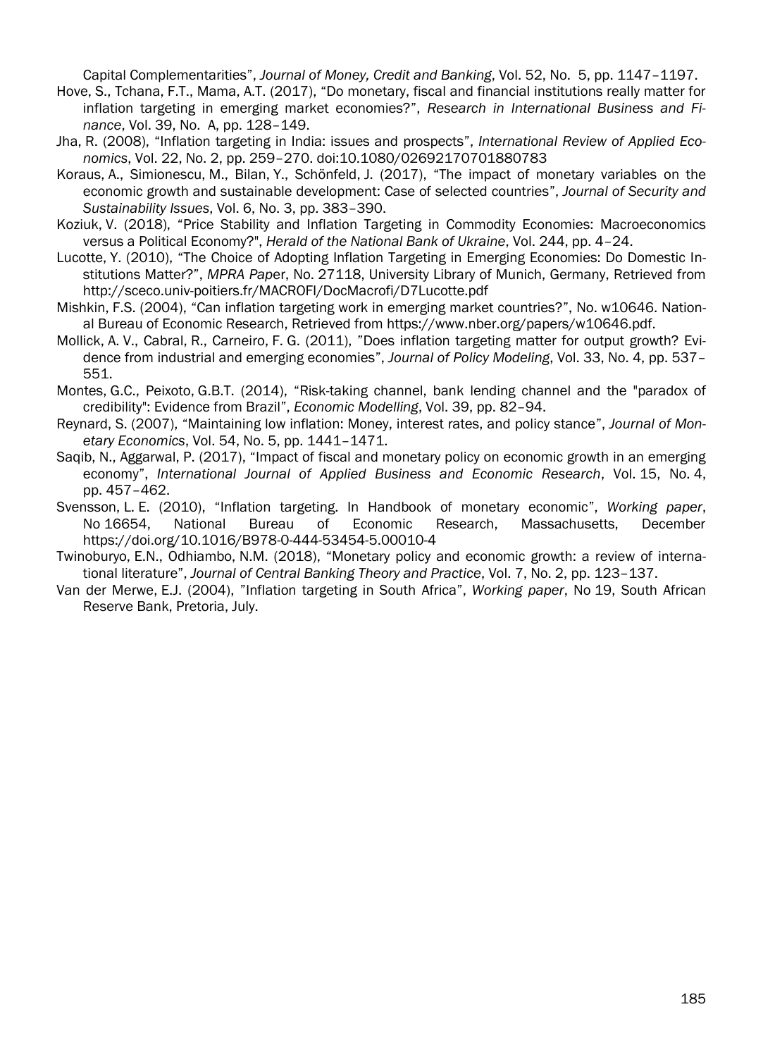Capital Complementarities", *Journal of Money, Credit and Banking*, Vol. 52, No. 5, pp. 1147–1197.

Hove, S., Tchana, F.T., Mama, A.T. (2017), "Do monetary, fiscal and financial institutions really matter for inflation targeting in emerging market economies?", *Research in International Business and Finance*, Vol. 39, No. A, pp. 128–149.

Jha, R. (2008), "Inflation targeting in India: issues and prospects", *International Review of Applied Economics*, Vol. 22, No. 2, pp. 259–270. doi:10.1080/02692170701880783

Koraus, A., Simionescu, M., Bilan, Y., Schönfeld, J. (2017), "The impact of monetary variables on the economic growth and sustainable development: Case of selected countries", *Journal of Security and Sustainability Issues*, Vol. 6, No. 3, pp. 383–390.

Koziuk, V. (2018), "Price Stability and Inflation Targeting in Commodity Economies: Macroeconomics versus a Political Economy?", *Herald of the National Bank of Ukraine*, Vol. 244, pp. 4–24.

Lucotte, Y. (2010), "The Choice of Adopting Inflation Targeting in Emerging Economies: Do Domestic Institutions Matter?", *MPRA Paper*, No. 27118, University Library of Munich, Germany, Retrieved from http://sceco.univ-poitiers.fr/MACROFI/DocMacrofi/D7Lucotte.pdf

Mishkin, F.S. (2004), "Can inflation targeting work in emerging market countries?", No. w10646. National Bureau of Economic Research, Retrieved from https://www.nber.org/papers/w10646.pdf.

Mollick, A. V., Cabral, R., Carneiro, F. G. (2011), "Does inflation targeting matter for output growth? Evidence from industrial and emerging economies", *Journal of Policy Modeling*, Vol. 33, No. 4, pp. 537–551.

Montes, G.C., Peixoto, G.B.T. (2014), "Risk-taking channel, bank lending channel and the "paradox of credibility": Evidence from Brazil", *Economic Modelling*, Vol. 39, pp. 82–94.

Reynard, S. (2007), "Maintaining low inflation: Money, interest rates, and policy stance", *Journal of Monetary Economics*, Vol. 54, No. 5, pp. 1441–1471.

Saqib, N., Aggarwal, P. (2017), "Impact of fiscal and monetary policy on economic growth in an emerging economy", *International Journal of Applied Business and Economic Research*, Vol. 15, No. 4, pp. 457–462.

Svensson, L. E. (2010), "Inflation targeting. In Handbook of monetary economic", *Working paper*, No 16654, National Bureau of Economic Research, Massachusetts, December https://doi.org/10.1016/B978-0-444-53454-5.00010-4

Twinoburyo, E.N., Odhiambo, N.M. (2018), "Monetary policy and economic growth: a review of international literature", *Journal of Central Banking Theory and Practice*, Vol. 7, No. 2, pp. 123–137.

Van der Merwe, E.J. (2004), "Inflation targeting in South Africa", *Working paper*, No 19, South African Reserve Bank, Pretoria, July.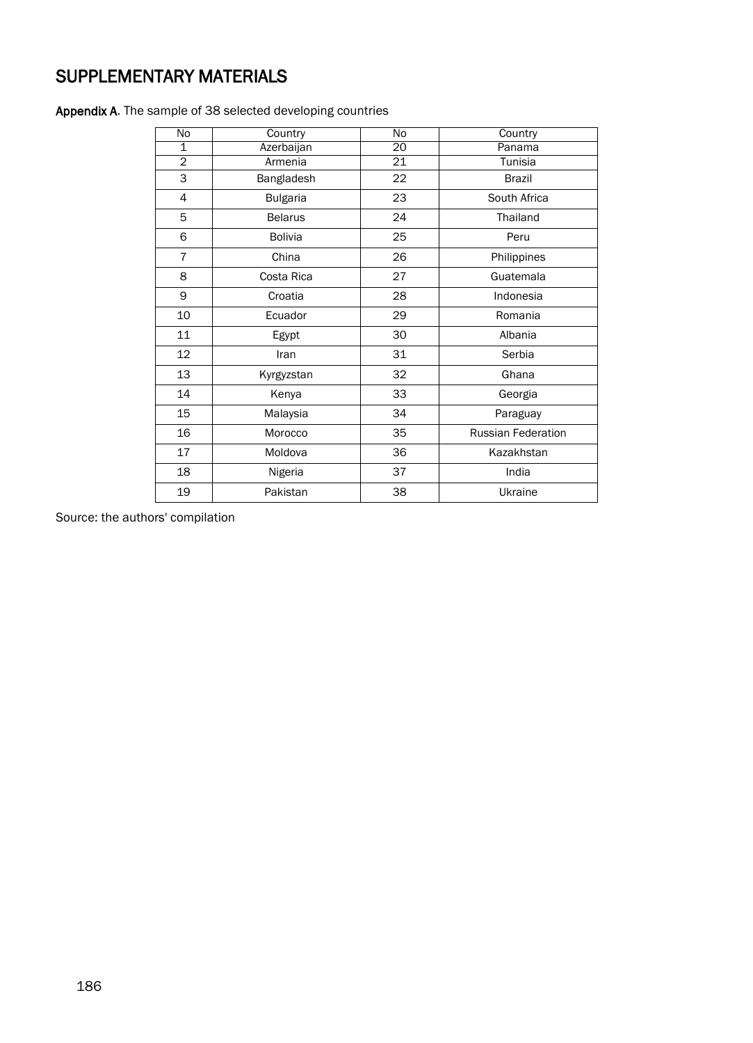# SUPPLEMENTARY MATERIALS

**Appendix A**. The sample of 38 selected developing countries

| No | Country | No | Country |
|---|---|---|---|
| 1 | Azerbaijan | 20 | Panama |
| 2 | Armenia | 21 | Tunisia |
| 3 | Bangladesh | 22 | Brazil |
| 4 | Bulgaria | 23 | South Africa |
| 5 | Belarus | 24 | Thailand |
| 6 | Bolivia | 25 | Peru |
| 7 | China | 26 | Philippines |
| 8 | Costa Rica | 27 | Guatemala |
| 9 | Croatia | 28 | Indonesia |
| 10 | Ecuador | 29 | Romania |
| 11 | Egypt | 30 | Albania |
| 12 | Iran | 31 | Serbia |
| 13 | Kyrgyzstan | 32 | Ghana |
| 14 | Kenya | 33 | Georgia |
| 15 | Malaysia | 34 | Paraguay |
| 16 | Morocco | 35 | Russian Federation |
| 17 | Moldova | 36 | Kazakhstan |
| 18 | Nigeria | 37 | India |
| 19 | Pakistan | 38 | Ukraine |

Source: the authors' compilation